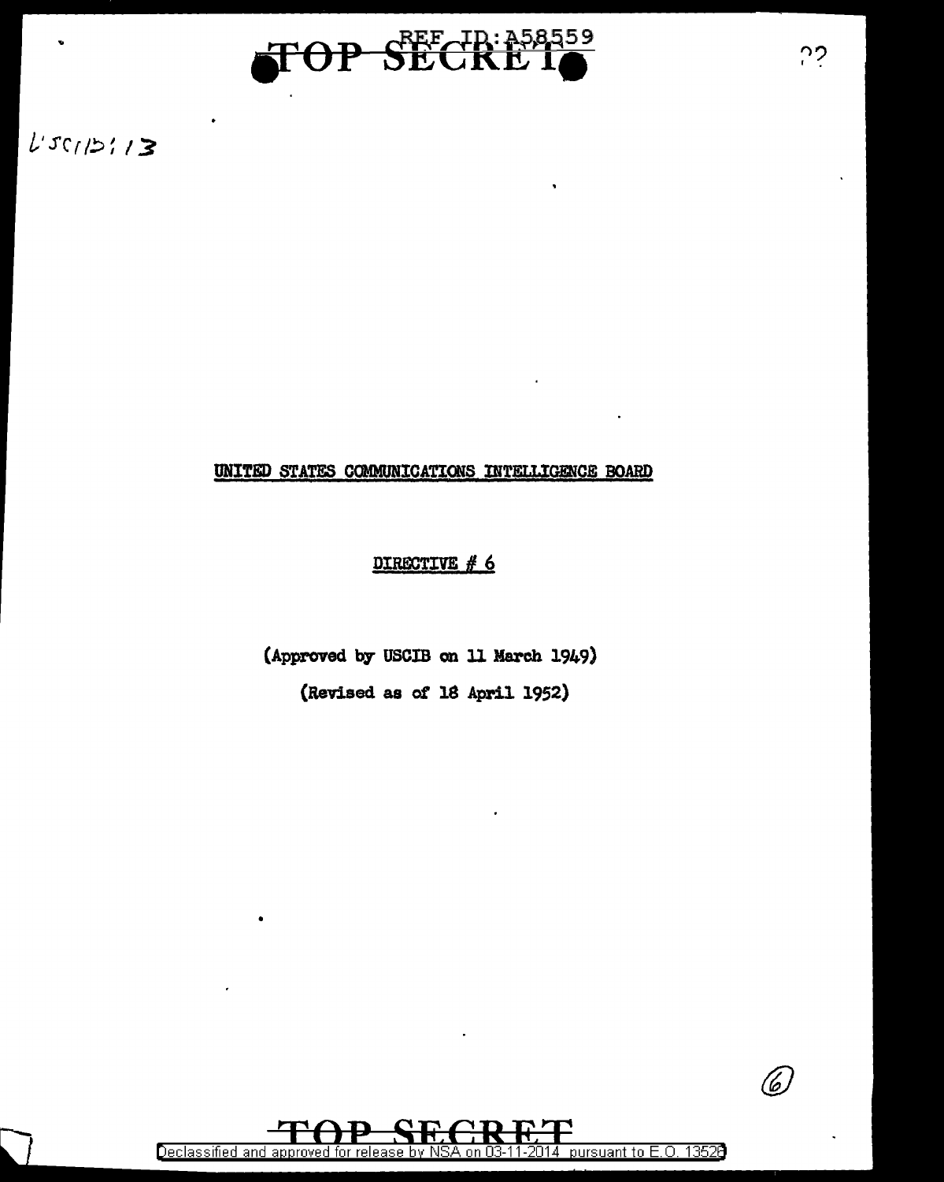TOP SECRET

USCIB: 13

UNITED STATES COMMUNICATIONS INTELLIGENCE BOARD

DIRECTIVE # 6

(Approved by USCIB on 11 March 1949)

(Revised as of 18 April 1952)

TOP SECRET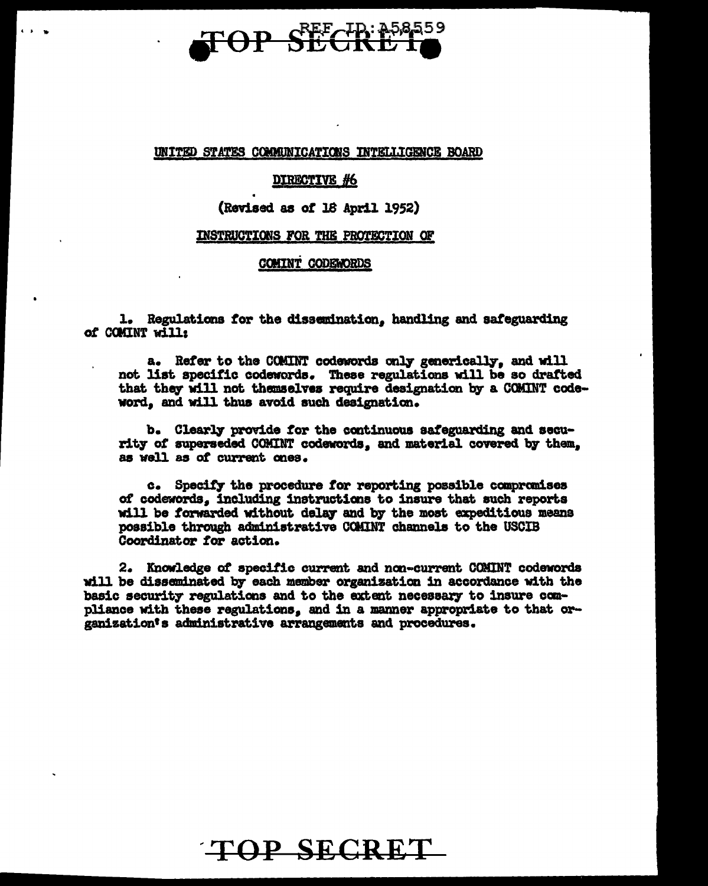TOP SECRET

UNITED STATES COMMUNICATIONS INTELLIGENCE BOARD

DIRECTIVE #6

(Revised as of 18 April 1952)

INSTRUCTIONS FOR THE PROTECTION OF

COMINT CODEWORDS

1. Regulations for the dissemination, handling and safeguarding of COMINT will:

a. Refer to the COMINT codewords only generically, and will not list specific codewords. These regulations will be so drafted that they will not themselves require designation by a COMINT codeword, and will thus avoid such designation.

b. Clearly provide for the continuous safeguarding and security of superseded COMINT codewords, and material covered by them, as well as of current ones.

c. Specify the procedure for reporting possible compromises of codewords, including instructions to insure that such reports will be forwarded without delay and by the most expeditious means possible through administrative COMINT channels to the USCIB Coordinator for action.

2. Knowledge of specific current and non-current COMINT codewords will be disseminated by each member organization in accordance with the basic security regulations and to the extent necessary to insure compliance with these regulations, and in a manner appropriate to that organization's administrative arrangements and procedures.

TOP SECRET